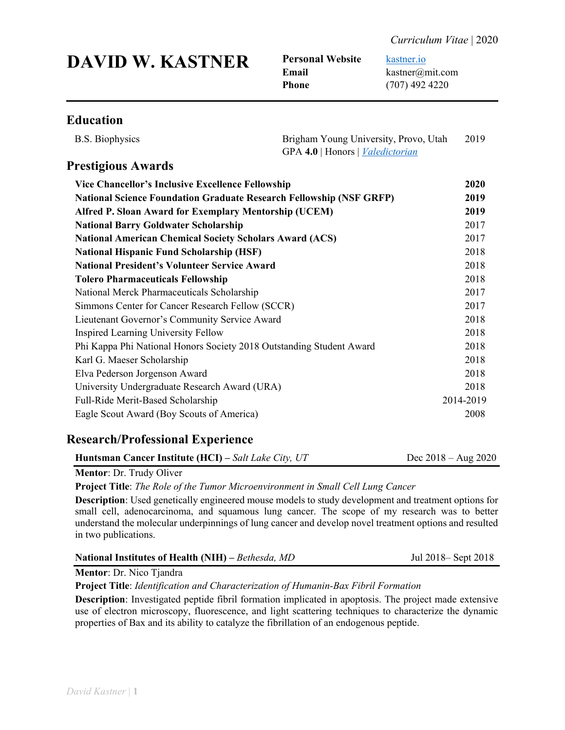*Curriculum Vitae* | 2020

# DAVID W. KASTNER

**Personal Website** [kastner.io](kastner.io)
**Email** kastner@mit.com
**Phone** (707) 492 4220

---

## Education

| | | |
|---|---|---|
| B.S. Biophysics | Brigham Young University, Provo, Utah<br>GPA **4.0** \| Honors \| *Valedictorian* | 2019 |

## Prestigious Awards

| | |
|---|---|
| **Vice Chancellor's Inclusive Excellence Fellowship** | **2020** |
| **National Science Foundation Graduate Research Fellowship (NSF GRFP)** | **2019** |
| **Alfred P. Sloan Award for Exemplary Mentorship (UCEM)** | **2019** |
| **National Barry Goldwater Scholarship** | 2017 |
| **National American Chemical Society Scholars Award (ACS)** | 2017 |
| **National Hispanic Fund Scholarship (HSF)** | 2018 |
| **National President's Volunteer Service Award** | 2018 |
| **Tolero Pharmaceuticals Fellowship** | 2018 |
| National Merck Pharmaceuticals Scholarship | 2017 |
| Simmons Center for Cancer Research Fellow (SCCR) | 2017 |
| Lieutenant Governor's Community Service Award | 2018 |
| Inspired Learning University Fellow | 2018 |
| Phi Kappa Phi National Honors Society 2018 Outstanding Student Award | 2018 |
| Karl G. Maeser Scholarship | 2018 |
| Elva Pederson Jorgenson Award | 2018 |
| University Undergraduate Research Award (URA) | 2018 |
| Full-Ride Merit-Based Scholarship | 2014-2019 |
| Eagle Scout Award (Boy Scouts of America) | 2008 |

## Research/Professional Experience

**Huntsman Cancer Institute (HCI) –** *Salt Lake City, UT* Dec 2018 – Aug 2020

**Mentor**: Dr. Trudy Oliver

**Project Title**: *The Role of the Tumor Microenvironment in Small Cell Lung Cancer*

**Description**: Used genetically engineered mouse models to study development and treatment options for small cell, adenocarcinoma, and squamous lung cancer. The scope of my research was to better understand the molecular underpinnings of lung cancer and develop novel treatment options and resulted in two publications.

**National Institutes of Health (NIH) –** *Bethesda, MD* Jul 2018– Sept 2018

**Mentor**: Dr. Nico Tjandra

**Project Title**: *Identification and Characterization of Humanin-Bax Fibril Formation*

**Description**: Investigated peptide fibril formation implicated in apoptosis. The project made extensive use of electron microscopy, fluorescence, and light scattering techniques to characterize the dynamic properties of Bax and its ability to catalyze the fibrillation of an endogenous peptide.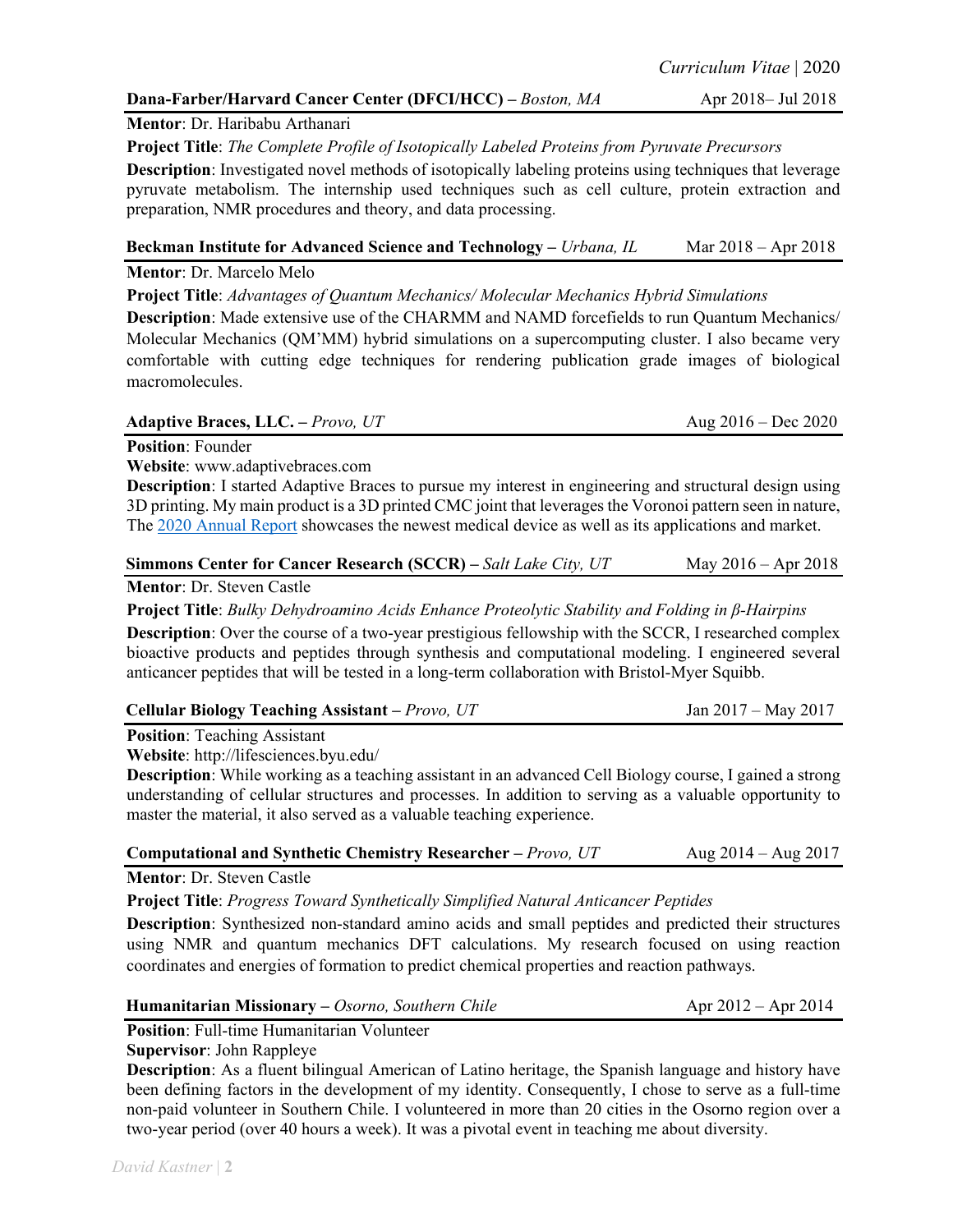**Dana-Farber/Harvard Cancer Center (DFCI/HCC) –** *Boston, MA* Apr 2018– Jul 2018

**Mentor**: Dr. Haribabu Arthanari

**Project Title**: *The Complete Profile of Isotopically Labeled Proteins from Pyruvate Precursors*

**Description**: Investigated novel methods of isotopically labeling proteins using techniques that leverage pyruvate metabolism. The internship used techniques such as cell culture, protein extraction and preparation, NMR procedures and theory, and data processing.

**Beckman Institute for Advanced Science and Technology –** *Urbana, IL* Mar 2018 – Apr 2018

**Mentor**: Dr. Marcelo Melo

**Project Title**: *Advantages of Quantum Mechanics/ Molecular Mechanics Hybrid Simulations*

**Description**: Made extensive use of the CHARMM and NAMD forcefields to run Quantum Mechanics/ Molecular Mechanics (QM'MM) hybrid simulations on a supercomputing cluster. I also became very comfortable with cutting edge techniques for rendering publication grade images of biological macromolecules.

**Adaptive Braces, LLC. –** *Provo, UT* Aug 2016 – Dec 2020

**Position**: Founder

**Website**: www.adaptivebraces.com

**Description**: I started Adaptive Braces to pursue my interest in engineering and structural design using 3D printing. My main product is a 3D printed CMC joint that leverages the Voronoi pattern seen in nature, The 2020 Annual Report showcases the newest medical device as well as its applications and market.

**Simmons Center for Cancer Research (SCCR) –** *Salt Lake City, UT* May 2016 – Apr 2018

**Mentor**: Dr. Steven Castle

**Project Title**: *Bulky Dehydroamino Acids Enhance Proteolytic Stability and Folding in β-Hairpins*

**Description**: Over the course of a two-year prestigious fellowship with the SCCR, I researched complex bioactive products and peptides through synthesis and computational modeling. I engineered several anticancer peptides that will be tested in a long-term collaboration with Bristol-Myer Squibb.

**Cellular Biology Teaching Assistant –** *Provo, UT* Jan 2017 – May 2017

**Position**: Teaching Assistant

**Website**: http://lifesciences.byu.edu/

**Description**: While working as a teaching assistant in an advanced Cell Biology course, I gained a strong understanding of cellular structures and processes. In addition to serving as a valuable opportunity to master the material, it also served as a valuable teaching experience.

**Computational and Synthetic Chemistry Researcher –** *Provo, UT* Aug 2014 – Aug 2017

**Mentor**: Dr. Steven Castle

**Project Title**: *Progress Toward Synthetically Simplified Natural Anticancer Peptides*

**Description**: Synthesized non-standard amino acids and small peptides and predicted their structures using NMR and quantum mechanics DFT calculations. My research focused on using reaction coordinates and energies of formation to predict chemical properties and reaction pathways.

**Humanitarian Missionary –** *Osorno, Southern Chile* Apr 2012 – Apr 2014

**Position**: Full-time Humanitarian Volunteer

**Supervisor**: John Rappleye

**Description**: As a fluent bilingual American of Latino heritage, the Spanish language and history have been defining factors in the development of my identity. Consequently, I chose to serve as a full-time non-paid volunteer in Southern Chile. I volunteered in more than 20 cities in the Osorno region over a two-year period (over 40 hours a week). It was a pivotal event in teaching me about diversity.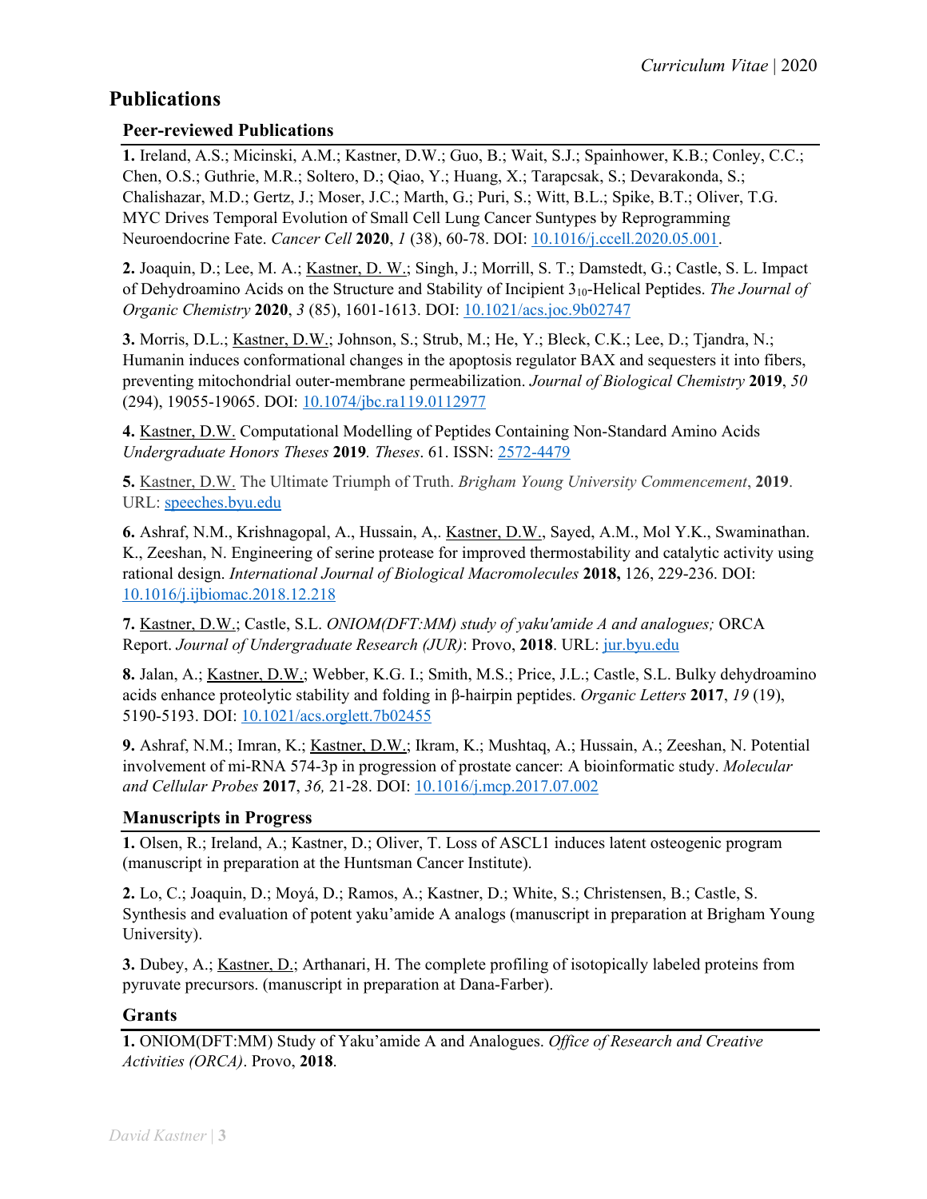# Publications

## Peer-reviewed Publications

**1.** Ireland, A.S.; Micinski, A.M.; Kastner, D.W.; Guo, B.; Wait, S.J.; Spainhower, K.B.; Conley, C.C.; Chen, O.S.; Guthrie, M.R.; Soltero, D.; Qiao, Y.; Huang, X.; Tarapcsak, S.; Devarakonda, S.; Chalishazar, M.D.; Gertz, J.; Moser, J.C.; Marth, G.; Puri, S.; Witt, B.L.; Spike, B.T.; Oliver, T.G. MYC Drives Temporal Evolution of Small Cell Lung Cancer Suntypes by Reprogramming Neuroendocrine Fate. *Cancer Cell* **2020**, *1* (38), 60-78. DOI: 10.1016/j.ccell.2020.05.001.

**2.** Joaquin, D.; Lee, M. A.; Kastner, D. W.; Singh, J.; Morrill, S. T.; Damstedt, G.; Castle, S. L. Impact of Dehydroamino Acids on the Structure and Stability of Incipient $3_{10}$-Helical Peptides. *The Journal of Organic Chemistry* **2020**, *3* (85), 1601-1613. DOI: 10.1021/acs.joc.9b02747

**3.** Morris, D.L.; Kastner, D.W.; Johnson, S.; Strub, M.; He, Y.; Bleck, C.K.; Lee, D.; Tjandra, N.; Humanin induces conformational changes in the apoptosis regulator BAX and sequesters it into fibers, preventing mitochondrial outer-membrane permeabilization. *Journal of Biological Chemistry* **2019**, *50* (294), 19055-19065. DOI: 10.1074/jbc.ra119.0112977

**4.** Kastner, D.W. Computational Modelling of Peptides Containing Non-Standard Amino Acids *Undergraduate Honors Theses* **2019**. *Theses*. 61. ISSN: 2572-4479

**5.** Kastner, D.W. The Ultimate Triumph of Truth. *Brigham Young University Commencement*, **2019**. URL: speeches.byu.edu

**6.** Ashraf, N.M., Krishnagopal, A., Hussain, A,. Kastner, D.W., Sayed, A.M., Mol Y.K., Swaminathan. K., Zeeshan, N. Engineering of serine protease for improved thermostability and catalytic activity using rational design. *International Journal of Biological Macromolecules* **2018,** 126, 229-236. DOI: 10.1016/j.ijbiomac.2018.12.218

**7.** Kastner, D.W.; Castle, S.L. *ONIOM(DFT:MM) study of yaku'amide A and analogues;* ORCA Report. *Journal of Undergraduate Research (JUR)*: Provo, **2018**. URL: jur.byu.edu

**8.** Jalan, A.; Kastner, D.W.; Webber, K.G. I.; Smith, M.S.; Price, J.L.; Castle, S.L. Bulky dehydroamino acids enhance proteolytic stability and folding in β-hairpin peptides. *Organic Letters* **2017**, *19* (19), 5190-5193. DOI: 10.1021/acs.orglett.7b02455

**9.** Ashraf, N.M.; Imran, K.; Kastner, D.W.; Ikram, K.; Mushtaq, A.; Hussain, A.; Zeeshan, N. Potential involvement of mi-RNA 574-3p in progression of prostate cancer: A bioinformatic study. *Molecular and Cellular Probes* **2017**, *36,* 21-28. DOI: 10.1016/j.mcp.2017.07.002

## Manuscripts in Progress

**1.** Olsen, R.; Ireland, A.; Kastner, D.; Oliver, T. Loss of ASCL1 induces latent osteogenic program (manuscript in preparation at the Huntsman Cancer Institute).

**2.** Lo, C.; Joaquin, D.; Moyá, D.; Ramos, A.; Kastner, D.; White, S.; Christensen, B.; Castle, S. Synthesis and evaluation of potent yaku'amide A analogs (manuscript in preparation at Brigham Young University).

**3.** Dubey, A.; Kastner, D.; Arthanari, H. The complete profiling of isotopically labeled proteins from pyruvate precursors. (manuscript in preparation at Dana-Farber).

## Grants

**1.** ONIOM(DFT:MM) Study of Yaku'amide A and Analogues. *Office of Research and Creative Activities (ORCA)*. Provo, **2018**.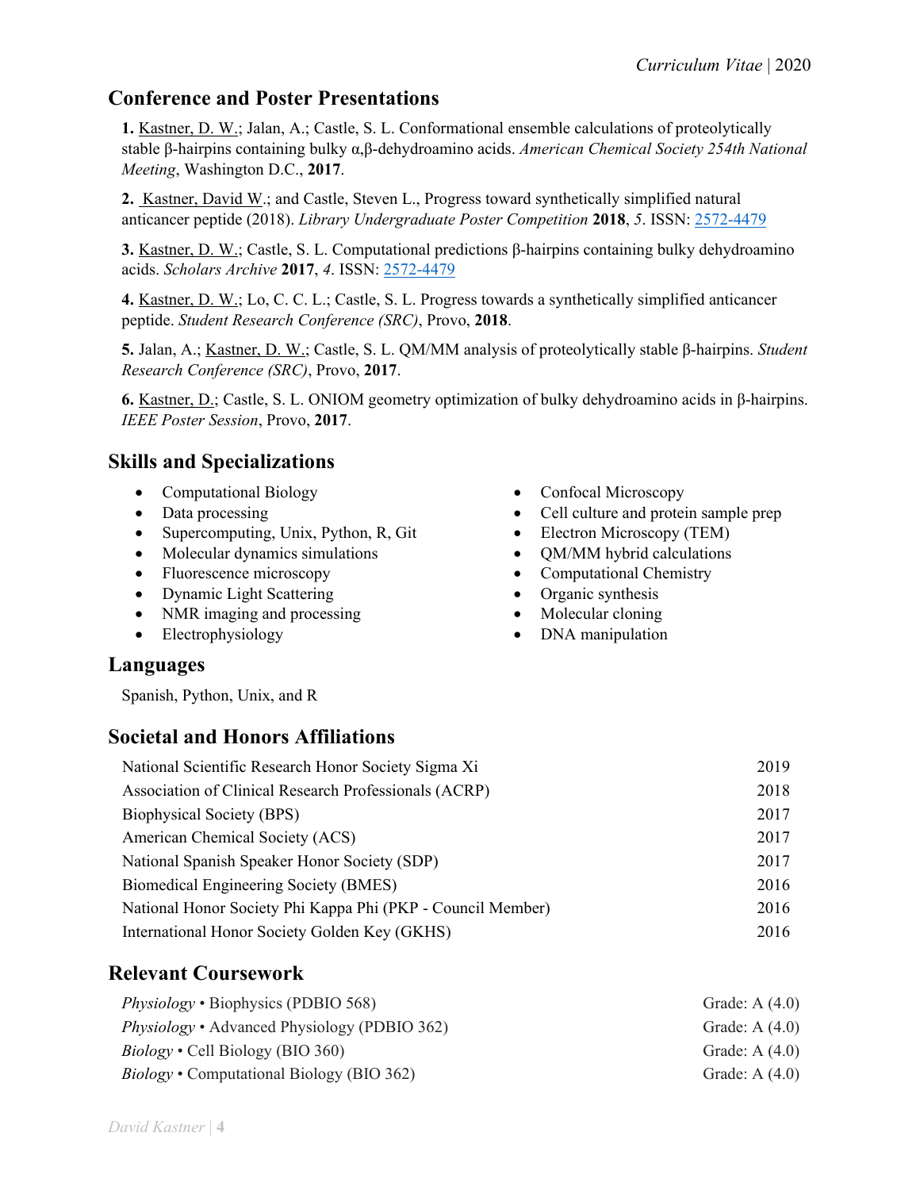## Conference and Poster Presentations

**1.** Kastner, D. W.; Jalan, A.; Castle, S. L. Conformational ensemble calculations of proteolytically stable β-hairpins containing bulky α,β-dehydroamino acids. *American Chemical Society 254th National Meeting*, Washington D.C., **2017**.

**2.** Kastner, David W.; and Castle, Steven L., Progress toward synthetically simplified natural anticancer peptide (2018). *Library Undergraduate Poster Competition* **2018**, *5*. ISSN: 2572-4479

**3.** Kastner, D. W.; Castle, S. L. Computational predictions β-hairpins containing bulky dehydroamino acids. *Scholars Archive* **2017**, *4*. ISSN: 2572-4479

**4.** Kastner, D. W.; Lo, C. C. L.; Castle, S. L. Progress towards a synthetically simplified anticancer peptide. *Student Research Conference (SRC)*, Provo, **2018**.

**5.** Jalan, A.; Kastner, D. W.; Castle, S. L. QM/MM analysis of proteolytically stable β-hairpins. *Student Research Conference (SRC)*, Provo, **2017**.

**6.** Kastner, D.; Castle, S. L. ONIOM geometry optimization of bulky dehydroamino acids in β-hairpins. *IEEE Poster Session*, Provo, **2017**.

## Skills and Specializations

- Computational Biology
- Data processing
- Supercomputing, Unix, Python, R, Git
- Molecular dynamics simulations
- Fluorescence microscopy
- Dynamic Light Scattering
- NMR imaging and processing
- Electrophysiology
- Confocal Microscopy
- Cell culture and protein sample prep
- Electron Microscopy (TEM)
- QM/MM hybrid calculations
- Computational Chemistry
- Organic synthesis
- Molecular cloning
- DNA manipulation

## Languages

Spanish, Python, Unix, and R

## Societal and Honors Affiliations

| | |
|---|---|
| National Scientific Research Honor Society Sigma Xi | 2019 |
| Association of Clinical Research Professionals (ACRP) | 2018 |
| Biophysical Society (BPS) | 2017 |
| American Chemical Society (ACS) | 2017 |
| National Spanish Speaker Honor Society (SDP) | 2017 |
| Biomedical Engineering Society (BMES) | 2016 |
| National Honor Society Phi Kappa Phi (PKP - Council Member) | 2016 |
| International Honor Society Golden Key (GKHS) | 2016 |

## Relevant Coursework

| | |
|---|---|
| *Physiology* • Biophysics (PDBIO 568) | Grade: A (4.0) |
| *Physiology* • Advanced Physiology (PDBIO 362) | Grade: A (4.0) |
| *Biology* • Cell Biology (BIO 360) | Grade: A (4.0) |
| *Biology* • Computational Biology (BIO 362) | Grade: A (4.0) |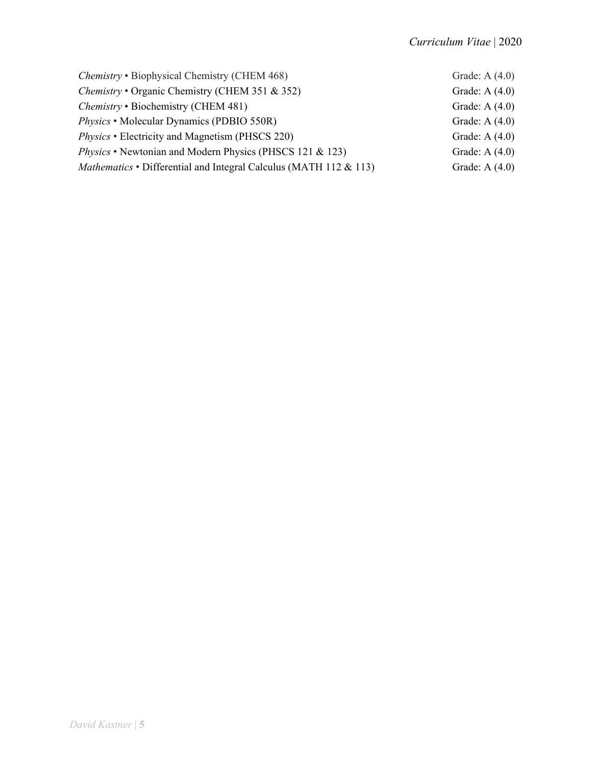| | |
|---|---|
| *Chemistry* • Biophysical Chemistry (CHEM 468) | Grade: A (4.0) |
| *Chemistry* • Organic Chemistry (CHEM 351 & 352) | Grade: A (4.0) |
| *Chemistry* • Biochemistry (CHEM 481) | Grade: A (4.0) |
| *Physics* • Molecular Dynamics (PDBIO 550R) | Grade: A (4.0) |
| *Physics* • Electricity and Magnetism (PHSCS 220) | Grade: A (4.0) |
| *Physics* • Newtonian and Modern Physics (PHSCS 121 & 123) | Grade: A (4.0) |
| *Mathematics* • Differential and Integral Calculus (MATH 112 & 113) | Grade: A (4.0) |